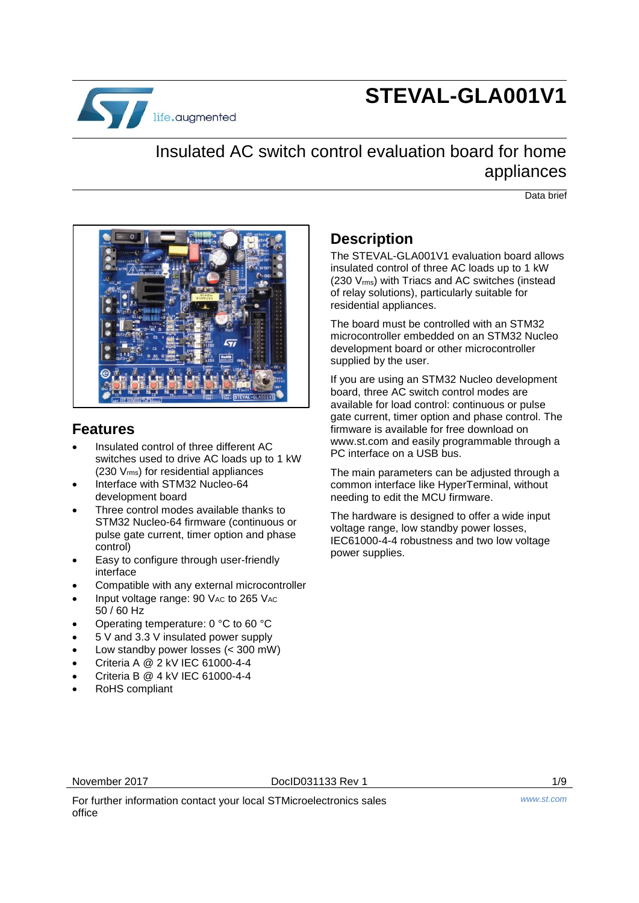# STEVAL-GLA001V1

## Insulated AC switch control evaluation board for home appliances

Data brief

## Features

- Insulated control of three different AC switches used to drive AC loads up to 1 kW (230 $V_{rms}$) for residential appliances
- Interface with STM32 Nucleo-64 development board
- Three control modes available thanks to STM32 Nucleo-64 firmware (continuous or pulse gate current, timer option and phase control)
- Easy to configure through user-friendly interface
- Compatible with any external microcontroller
- Input voltage range: 90 $V_{AC}$ to 265 $V_{AC}$ 50 / 60 Hz
- Operating temperature: 0 °C to 60 °C
- 5 V and 3.3 V insulated power supply
- Low standby power losses (< 300 mW)
- Criteria A @ 2 kV IEC 61000-4-4
- Criteria B @ 4 kV IEC 61000-4-4
- RoHS compliant

## Description

The STEVAL-GLA001V1 evaluation board allows insulated control of three AC loads up to 1 kW (230 $V_{rms}$) with Triacs and AC switches (instead of relay solutions), particularly suitable for residential appliances.

The board must be controlled with an STM32 microcontroller embedded on an STM32 Nucleo development board or other microcontroller supplied by the user.

If you are using an STM32 Nucleo development board, three AC switch control modes are available for load control: continuous or pulse gate current, timer option and phase control. The firmware is available for free download on www.st.com and easily programmable through a PC interface on a USB bus.

The main parameters can be adjusted through a common interface like HyperTerminal, without needing to edit the MCU firmware.

The hardware is designed to offer a wide input voltage range, low standby power losses, IEC61000-4-4 robustness and two low voltage power supplies.

November 2017 DocID031133 Rev 1

For further information contact your local STMicroelectronics sales office

www.st.com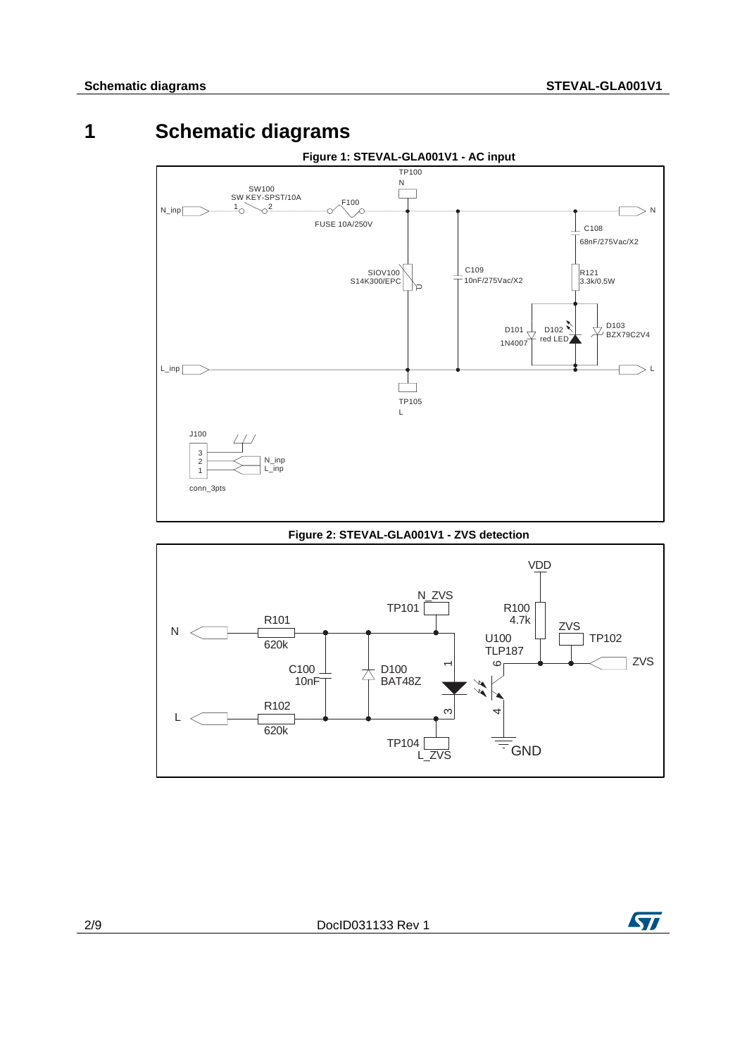# 1 Schematic diagrams

**Figure 1: STEVAL-GLA001V1 - AC input**

**Figure 2: STEVAL-GLA001V1 - ZVS detection**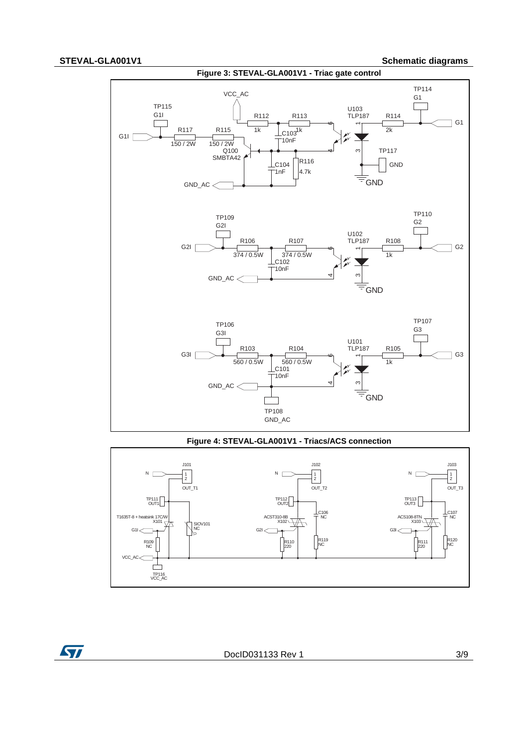Figure 3: STEVAL-GLA001V1 - Triac gate control

Figure 4: STEVAL-GLA001V1 - Triacs/ACS connection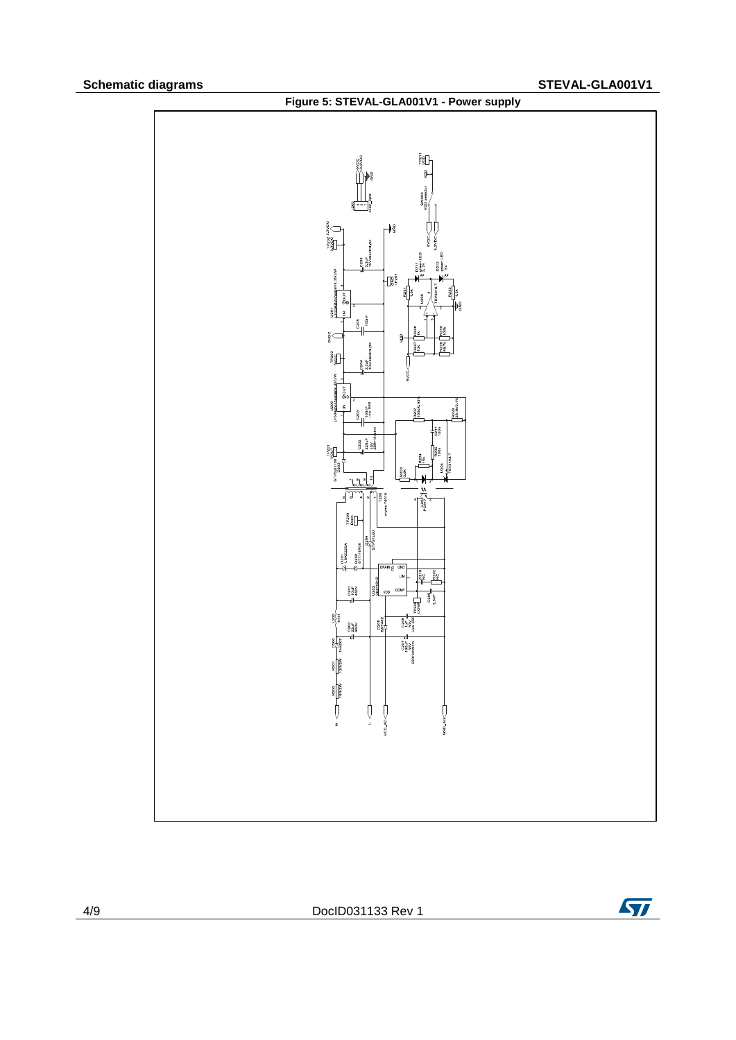Figure 5: STEVAL-GLA001V1 - Power supply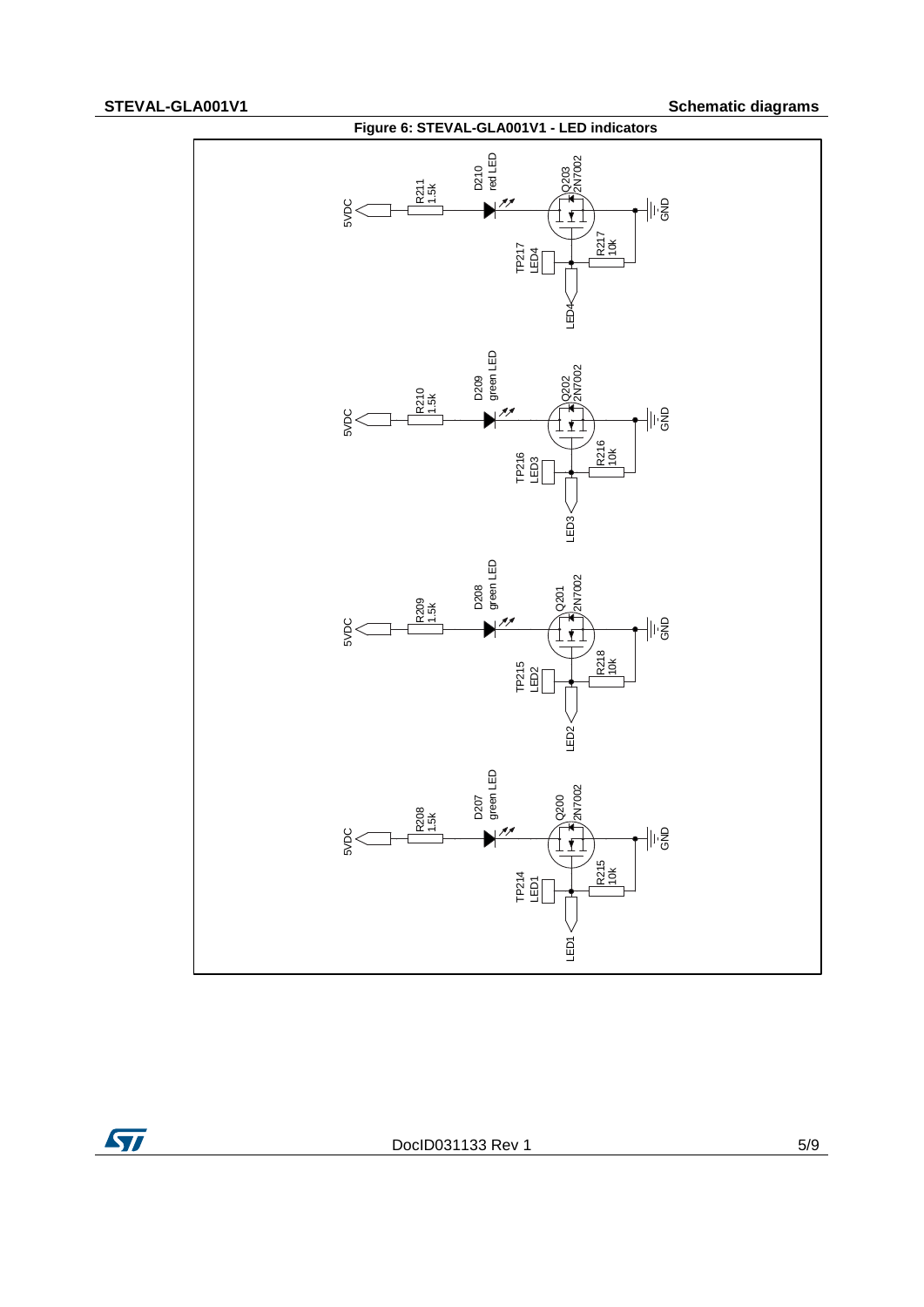Figure 6: STEVAL-GLA001V1 - LED indicators

5VDC R211 1.5k D210 red LED Q203 2N7002 GND TP217 LED4 R217 10k LED4

5VDC R210 1.5k D209 green LED Q202 2N7002 GND TP216 LED3 R216 10k LED3

5VDC R209 1.5k D208 green LED Q201 2N7002 GND TP215 LED2 R218 10k LED2

5VDC R208 1.5k D207 green LED Q200 2N7002 GND TP214 LED1 R215 10k LED1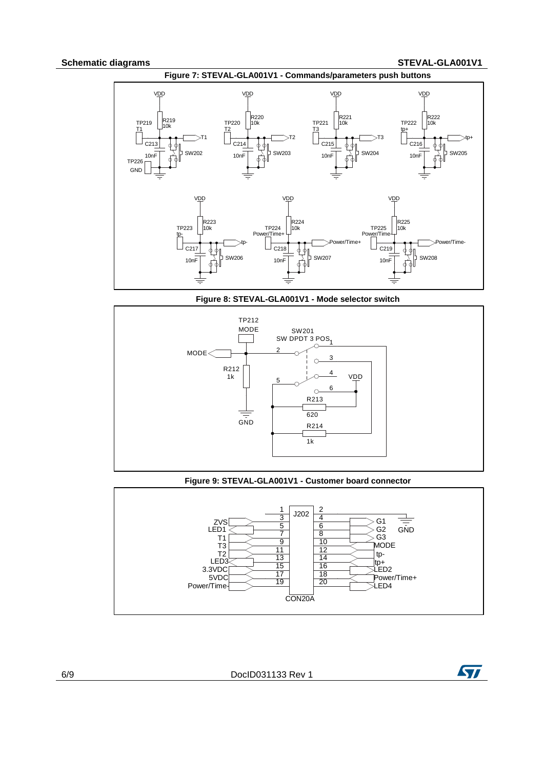## Schematic diagrams

**Figure 7: STEVAL-GLA001V1 - Commands/parameters push buttons**

**Figure 8: STEVAL-GLA001V1 - Mode selector switch**

**Figure 9: STEVAL-GLA001V1 - Customer board connector**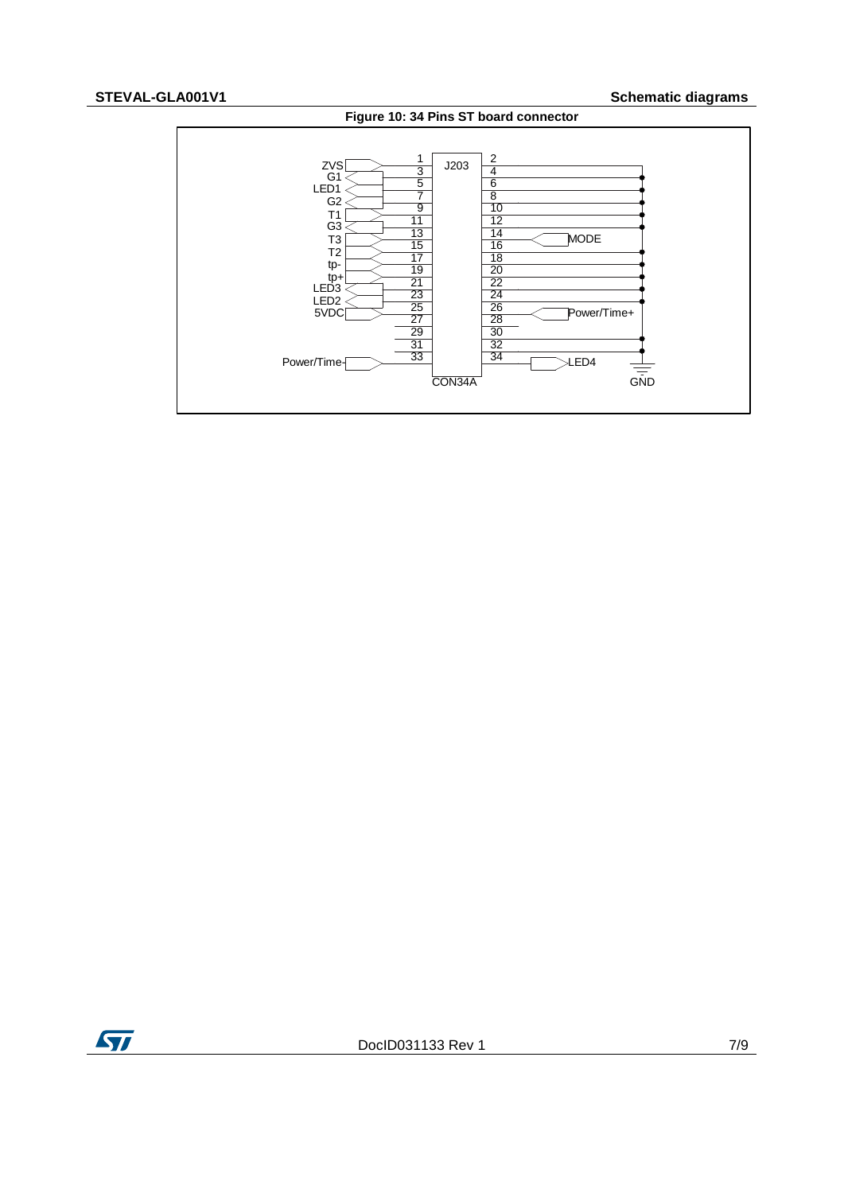Figure 10: 34 Pins ST board connector

| Signal | Pin | J203 (CON34A) | Pin | Signal |
|---|---|---|---|---|
| ZVS | 1 | | 2 | |
| G1 | 3 | | 4 | GND |
| LED1 | 5 | | 6 | GND |
| G2 | 7 | | 8 | GND |
| T1 | 9 | | 10 | GND |
| G3 | 11 | | 12 | GND |
| T3 | 13 | | 14 | MODE |
| T2 | 15 | | 16 | GND |
| tp- | 17 | | 18 | GND |
| tp+ | 19 | | 20 | GND |
| LED3 | 21 | | 22 | GND |
| LED2 | 23 | | 24 | GND |
| 5VDC | 25 | | 26 | Power/Time+ |
| | 27 | | 28 | |
| | 29 | | 30 | |
| | 31 | | 32 | GND |
| Power/Time- | 33 | | 34 | LED4 |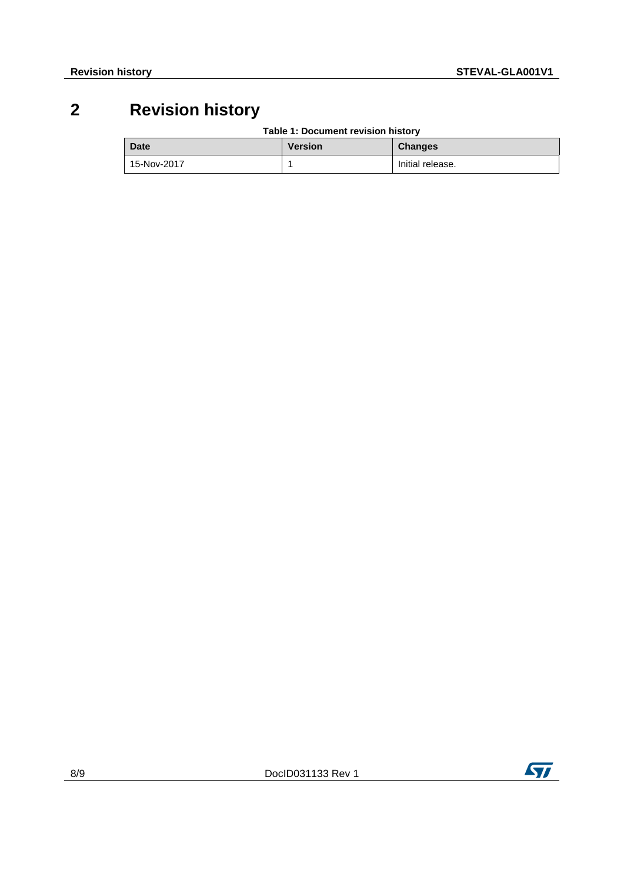# 2 Revision history

Table 1: Document revision history

| Date | Version | Changes |
| --- | --- | --- |
| 15-Nov-2017 | 1 | Initial release. |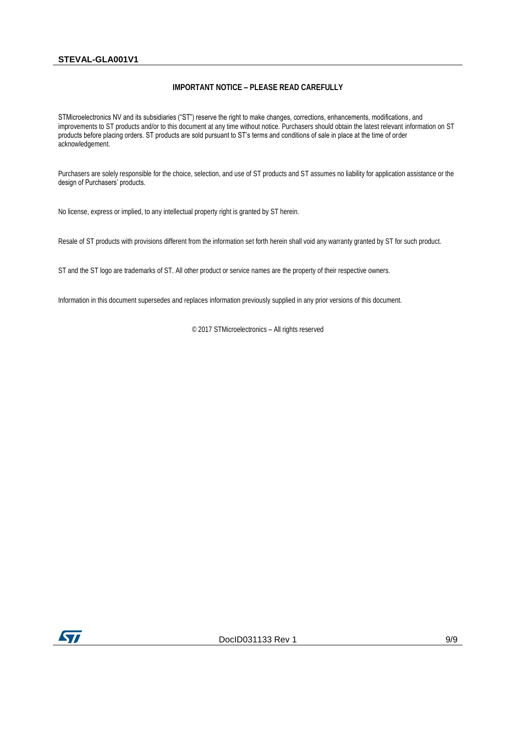## IMPORTANT NOTICE – PLEASE READ CAREFULLY

STMicroelectronics NV and its subsidiaries ("ST") reserve the right to make changes, corrections, enhancements, modifications, and improvements to ST products and/or to this document at any time without notice. Purchasers should obtain the latest relevant information on ST products before placing orders. ST products are sold pursuant to ST's terms and conditions of sale in place at the time of order acknowledgement.

Purchasers are solely responsible for the choice, selection, and use of ST products and ST assumes no liability for application assistance or the design of Purchasers' products.

No license, express or implied, to any intellectual property right is granted by ST herein.

Resale of ST products with provisions different from the information set forth herein shall void any warranty granted by ST for such product.

ST and the ST logo are trademarks of ST. All other product or service names are the property of their respective owners.

Information in this document supersedes and replaces information previously supplied in any prior versions of this document.

© 2017 STMicroelectronics – All rights reserved